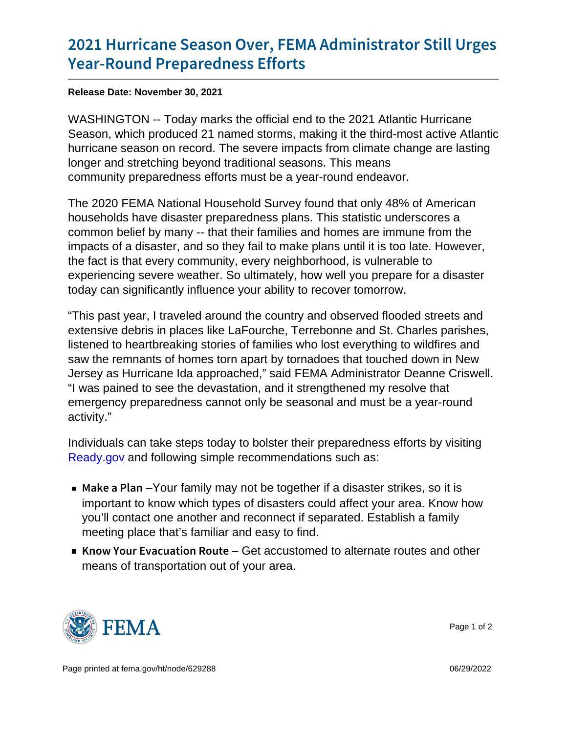# 2021 Hurricane Season Over, FEMA Administrator Still Urges Year-Round Preparedness Efforts

**Release Date: November 30, 2021**

WASHINGTON -- Today marks the official end to the 2021 Atlantic Hurricane Season, which produced 21 named storms, making it the third-most active Atlantic hurricane season on record. The severe impacts from climate change are lasting longer and stretching beyond traditional seasons. This means community preparedness efforts must be a year-round endeavor.

The 2020 FEMA National Household Survey found that only 48% of American households have disaster preparedness plans. This statistic underscores a common belief by many -- that their families and homes are immune from the impacts of a disaster, and so they fail to make plans until it is too late. However, the fact is that every community, every neighborhood, is vulnerable to experiencing severe weather. So ultimately, how well you prepare for a disaster today can significantly influence your ability to recover tomorrow.

"This past year, I traveled around the country and observed flooded streets and extensive debris in places like LaFourche, Terrebonne and St. Charles parishes, listened to heartbreaking stories of families who lost everything to wildfires and saw the remnants of homes torn apart by tornadoes that touched down in New Jersey as Hurricane Ida approached," said FEMA Administrator Deanne Criswell. "I was pained to see the devastation, and it strengthened my resolve that emergency preparedness cannot only be seasonal and must be a year-round activity."

Individuals can take steps today to bolster their preparedness efforts by visiting Ready.gov and following simple recommendations such as:

- **Make a Plan** –Your family may not be together if a disaster strikes, so it is important to know which types of disasters could affect your area. Know how you'll contact one another and reconnect if separated. Establish a family meeting place that's familiar and easy to find.
- **Know Your Evacuation Route** – Get accustomed to alternate routes and other means of transportation out of your area.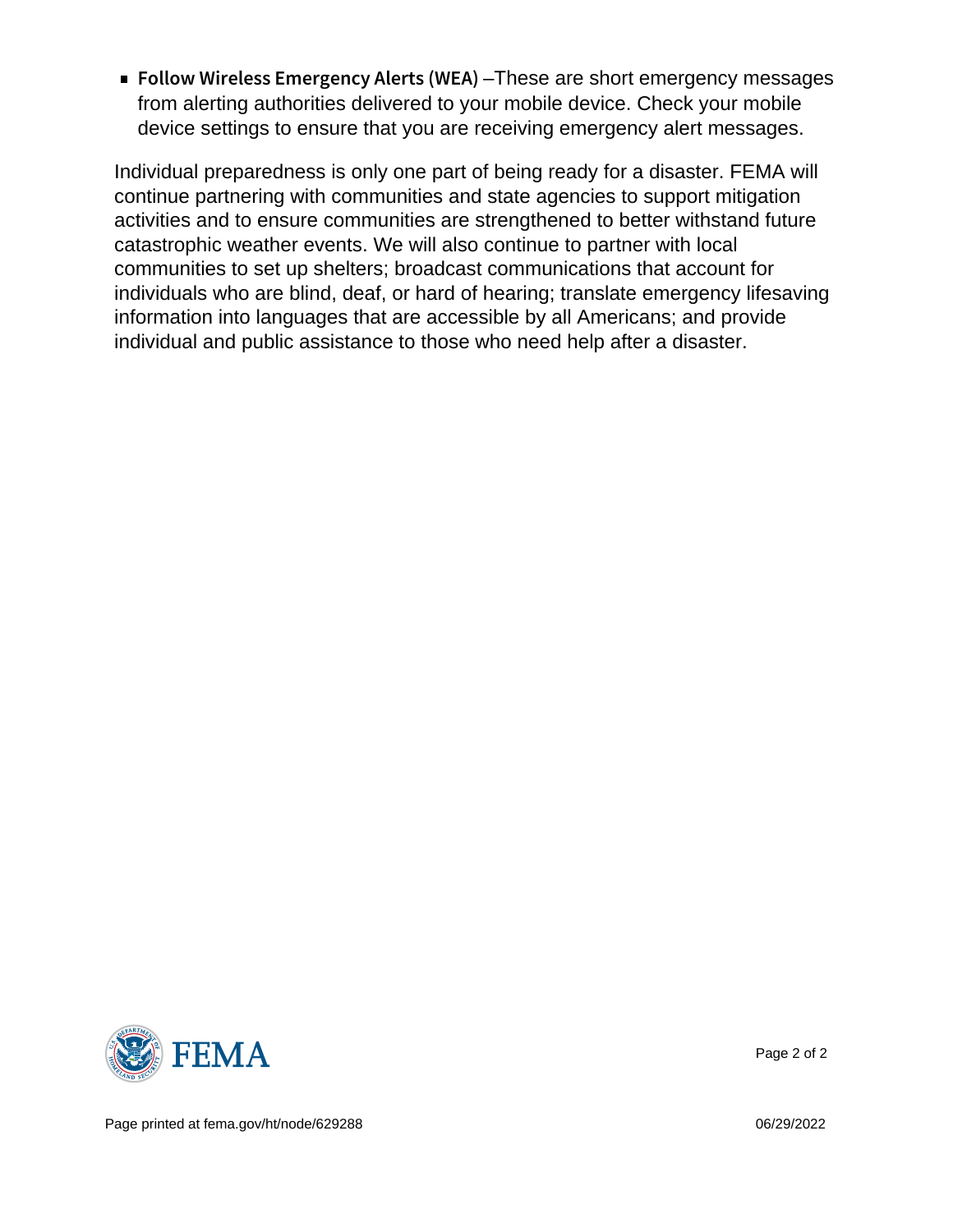- **Follow Wireless Emergency Alerts (WEA)** –These are short emergency messages from alerting authorities delivered to your mobile device. Check your mobile device settings to ensure that you are receiving emergency alert messages.

Individual preparedness is only one part of being ready for a disaster. FEMA will continue partnering with communities and state agencies to support mitigation activities and to ensure communities are strengthened to better withstand future catastrophic weather events. We will also continue to partner with local communities to set up shelters; broadcast communications that account for individuals who are blind, deaf, or hard of hearing; translate emergency lifesaving information into languages that are accessible by all Americans; and provide individual and public assistance to those who need help after a disaster.